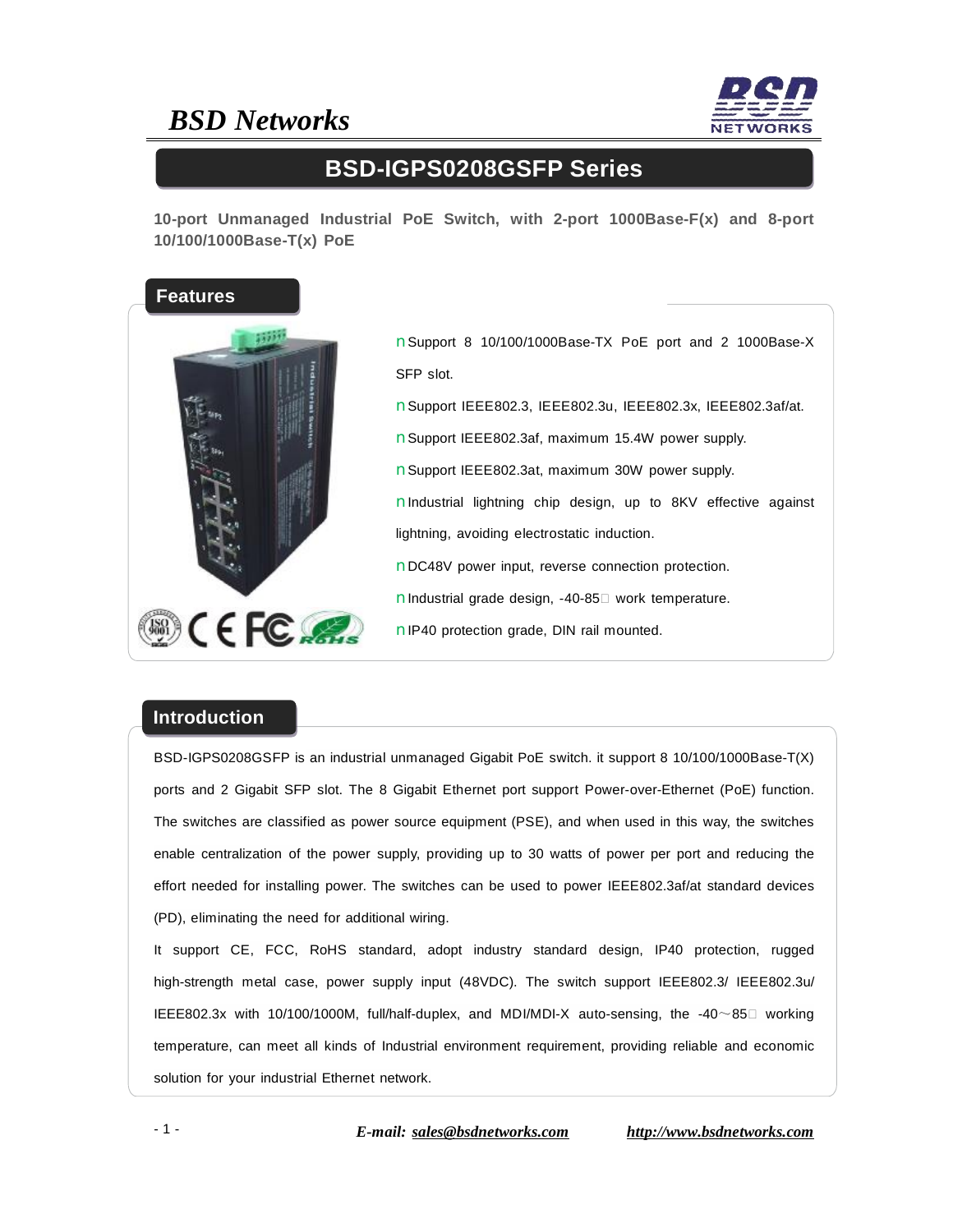# BSD-IGPS0208GSFP Series

**10-port Unmanaged Industrial PoE Switch, with 2-port 1000Base-F(x) and 8-port 10/100/1000Base-T(x) PoE**

## Features

- Support 8 10/100/1000Base-TX PoE port and 2 1000Base-X SFP slot.
- Support IEEE802.3, IEEE802.3u, IEEE802.3x, IEEE802.3af/at.
- Support IEEE802.3af, maximum 15.4W power supply.
- Support IEEE802.3at, maximum 30W power supply.
- Industrial lightning chip design, up to 8KV effective against lightning, avoiding electrostatic induction.
- DC48V power input, reverse connection protection.
- Industrial grade design, -40-85℃ work temperature.
- IP40 protection grade, DIN rail mounted.

## Introduction

BSD-IGPS0208GSFP is an industrial unmanaged Gigabit PoE switch. it support 8 10/100/1000Base-T(X) ports and 2 Gigabit SFP slot. The 8 Gigabit Ethernet port support Power-over-Ethernet (PoE) function. The switches are classified as power source equipment (PSE), and when used in this way, the switches enable centralization of the power supply, providing up to 30 watts of power per port and reducing the effort needed for installing power. The switches can be used to power IEEE802.3af/at standard devices (PD), eliminating the need for additional wiring.

It support CE, FCC, RoHS standard, adopt industry standard design, IP40 protection, rugged high-strength metal case, power supply input (48VDC). The switch support IEEE802.3/ IEEE802.3u/ IEEE802.3x with 10/100/1000M, full/half-duplex, and MDI/MDI-X auto-sensing, the -40～85℃ working temperature, can meet all kinds of Industrial environment requirement, providing reliable and economic solution for your industrial Ethernet network.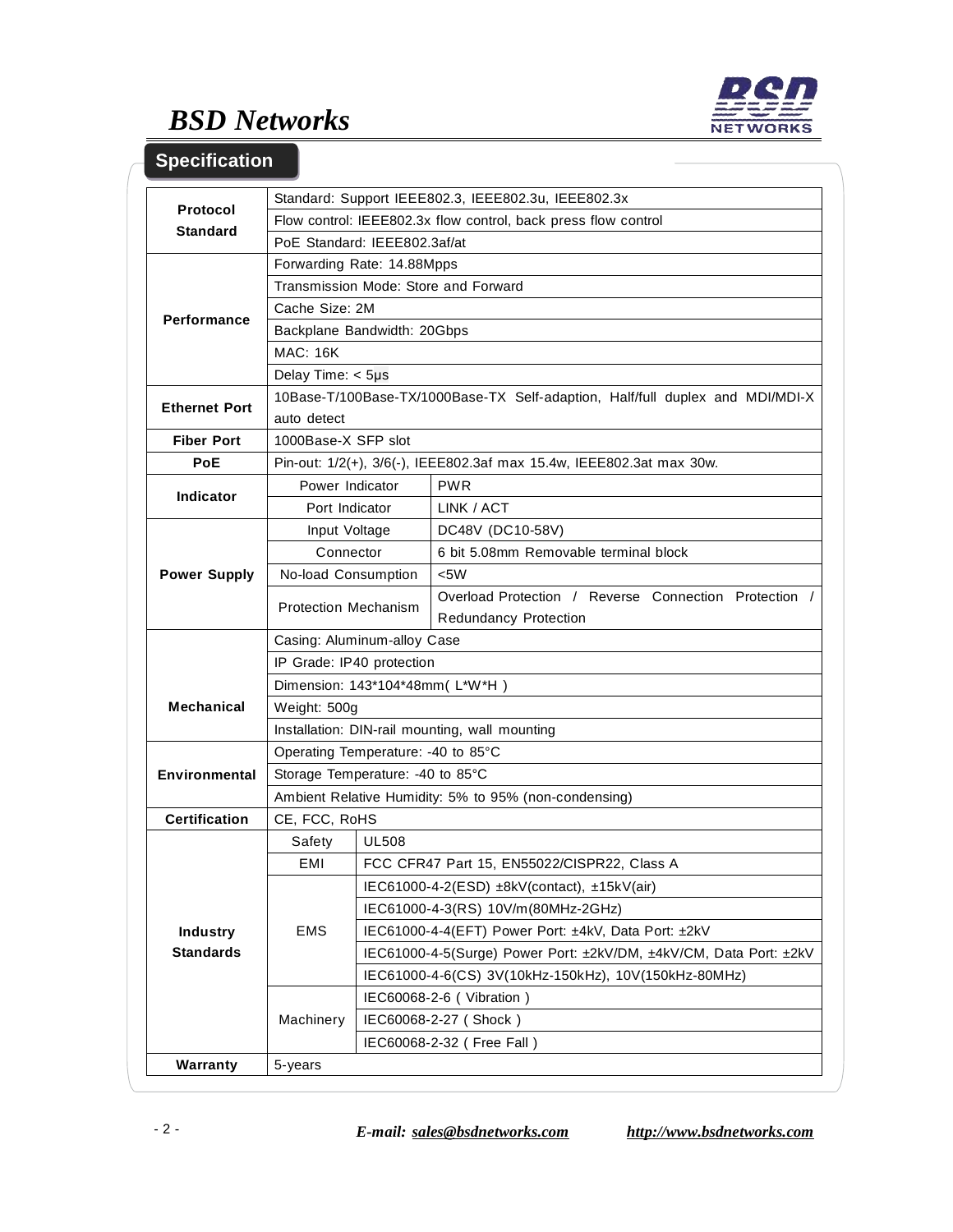## Specification

| | | | |
|---|---|---|---|
| **Protocol Standard** | Standard: Support IEEE802.3, IEEE802.3u, IEEE802.3x | | |
| | Flow control: IEEE802.3x flow control, back press flow control | | |
| | PoE Standard: IEEE802.3af/at | | |
| **Performance** | Forwarding Rate: 14.88Mpps | | |
| | Transmission Mode: Store and Forward | | |
| | Cache Size: 2M | | |
| | Backplane Bandwidth: 20Gbps | | |
| | MAC: 16K | | |
| | Delay Time: < 5μs | | |
| **Ethernet Port** | 10Base-T/100Base-TX/1000Base-TX Self-adaption, Half/full duplex and MDI/MDI-X auto detect | | |
| **Fiber Port** | 1000Base-X SFP slot | | |
| **PoE** | Pin-out: 1/2(+), 3/6(-), IEEE802.3af max 15.4w, IEEE802.3at max 30w. | | |
| **Indicator** | Power Indicator | PWR | |
| | Port Indicator | LINK / ACT | |
| **Power Supply** | Input Voltage | DC48V (DC10-58V) | |
| | Connector | 6 bit 5.08mm Removable terminal block | |
| | No-load Consumption | <5W | |
| | Protection Mechanism | Overload Protection / Reverse Connection Protection / Redundancy Protection | |
| **Mechanical** | Casing: Aluminum-alloy Case | | |
| | IP Grade: IP40 protection | | |
| | Dimension: 143*104*48mm( L*W*H ) | | |
| | Weight: 500g | | |
| | Installation: DIN-rail mounting, wall mounting | | |
| **Environmental** | Operating Temperature: -40 to 85°C | | |
| | Storage Temperature: -40 to 85°C | | |
| | Ambient Relative Humidity: 5% to 95% (non-condensing) | | |
| **Certification** | CE, FCC, RoHS | | |
| **Industry Standards** | Safety | UL508 | |
| | EMI | FCC CFR47 Part 15, EN55022/CISPR22, Class A | |
| | EMS | IEC61000-4-2(ESD) ±8kV(contact), ±15kV(air) | |
| | | IEC61000-4-3(RS) 10V/m(80MHz-2GHz) | |
| | | IEC61000-4-4(EFT) Power Port: ±4kV, Data Port: ±2kV | |
| | | IEC61000-4-5(Surge) Power Port: ±2kV/DM, ±4kV/CM, Data Port: ±2kV | |
| | | IEC61000-4-6(CS) 3V(10kHz-150kHz), 10V(150kHz-80MHz) | |
| | Machinery | IEC60068-2-6 ( Vibration ) | |
| | | IEC60068-2-27 ( Shock ) | |
| | | IEC60068-2-32 ( Free Fall ) | |
| **Warranty** | 5-years | | |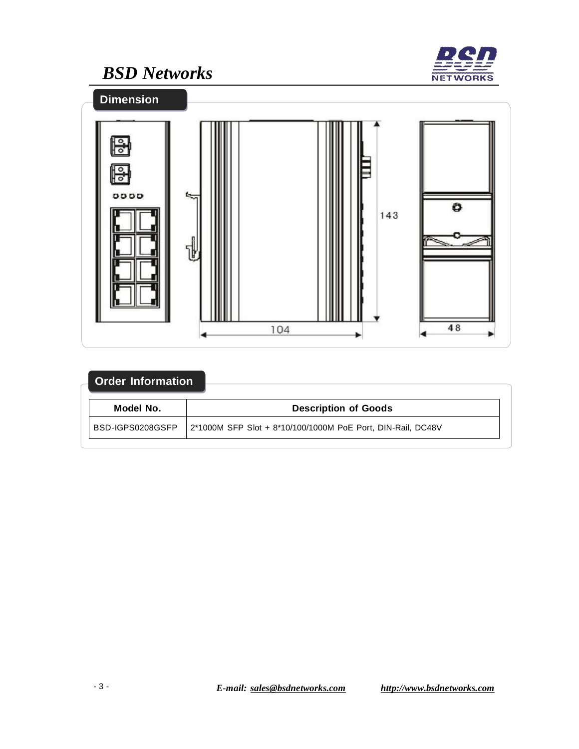## Dimension

143

104

48

## Order Information

| Model No. | Description of Goods |
|---|---|
| BSD-IGPS0208GSFP | 2*1000M SFP Slot + 8*10/100/1000M PoE Port, DIN-Rail, DC48V |